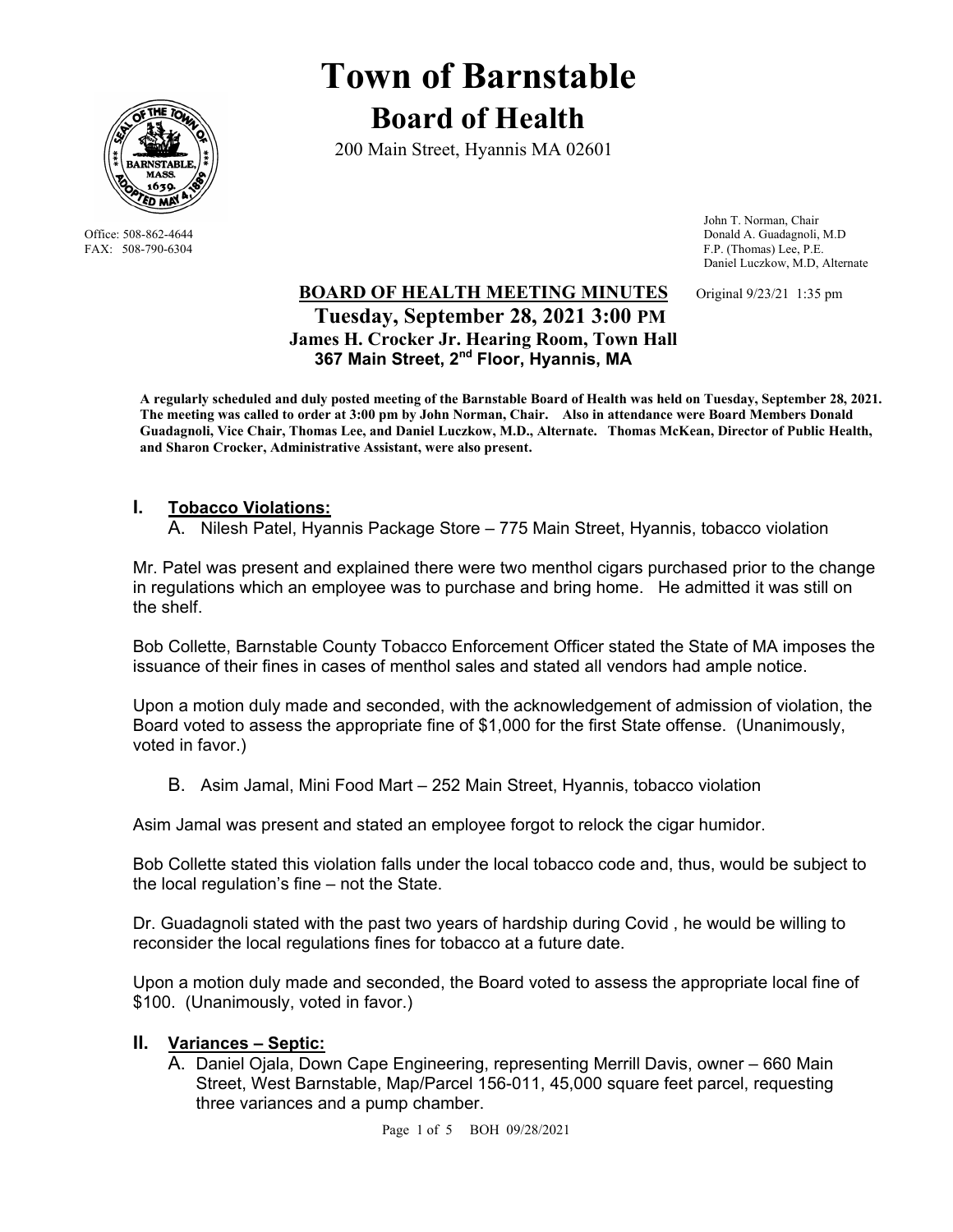# Town of Barnstable

## Board of Health

200 Main Street, Hyannis MA 02601

Office: 508-862-4644
FAX: 508-790-6304

John T. Norman, Chair
Donald A. Guadagnoli, M.D
F.P. (Thomas) Lee, P.E.
Daniel Luczkow, M.D, Alternate

**BOARD OF HEALTH MEETING MINUTES** Original 9/23/21 1:35 pm

**Tuesday, September 28, 2021 3:00 PM**
**James H. Crocker Jr. Hearing Room, Town Hall**
**367 Main Street, 2nd Floor, Hyannis, MA**

**A regularly scheduled and duly posted meeting of the Barnstable Board of Health was held on Tuesday, September 28, 2021. The meeting was called to order at 3:00 pm by John Norman, Chair. Also in attendance were Board Members Donald Guadagnoli, Vice Chair, Thomas Lee, and Daniel Luczkow, M.D., Alternate. Thomas McKean, Director of Public Health, and Sharon Crocker, Administrative Assistant, were also present.**

## I. Tobacco Violations:

A. Nilesh Patel, Hyannis Package Store – 775 Main Street, Hyannis, tobacco violation

Mr. Patel was present and explained there were two menthol cigars purchased prior to the change in regulations which an employee was to purchase and bring home. He admitted it was still on the shelf.

Bob Collette, Barnstable County Tobacco Enforcement Officer stated the State of MA imposes the issuance of their fines in cases of menthol sales and stated all vendors had ample notice.

Upon a motion duly made and seconded, with the acknowledgement of admission of violation, the Board voted to assess the appropriate fine of $1,000 for the first State offense. (Unanimously, voted in favor.)

B. Asim Jamal, Mini Food Mart – 252 Main Street, Hyannis, tobacco violation

Asim Jamal was present and stated an employee forgot to relock the cigar humidor.

Bob Collette stated this violation falls under the local tobacco code and, thus, would be subject to the local regulation's fine – not the State.

Dr. Guadagnoli stated with the past two years of hardship during Covid , he would be willing to reconsider the local regulations fines for tobacco at a future date.

Upon a motion duly made and seconded, the Board voted to assess the appropriate local fine of $100. (Unanimously, voted in favor.)

## II. Variances – Septic:

A. Daniel Ojala, Down Cape Engineering, representing Merrill Davis, owner – 660 Main Street, West Barnstable, Map/Parcel 156-011, 45,000 square feet parcel, requesting three variances and a pump chamber.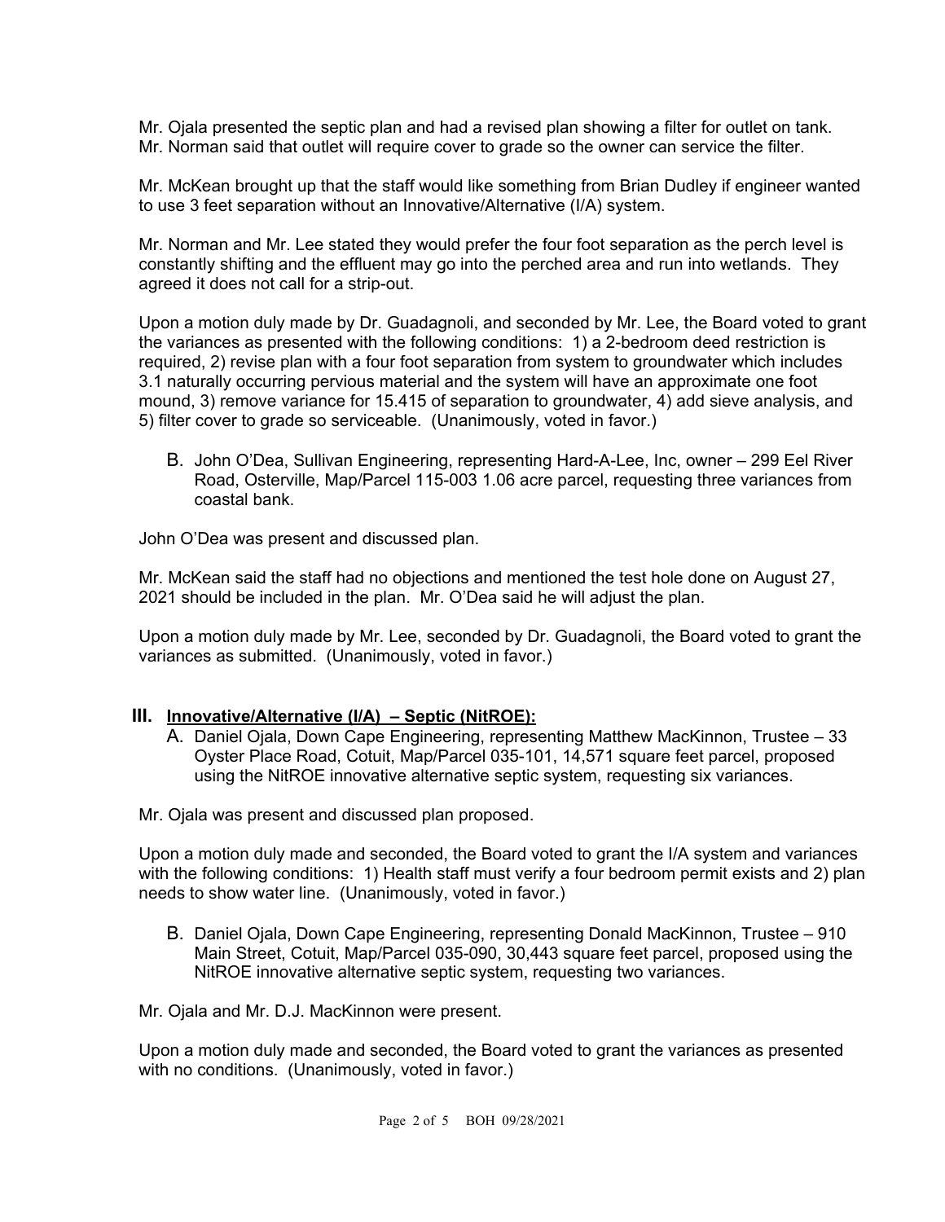Mr. Ojala presented the septic plan and had a revised plan showing a filter for outlet on tank. Mr. Norman said that outlet will require cover to grade so the owner can service the filter.

Mr. McKean brought up that the staff would like something from Brian Dudley if engineer wanted to use 3 feet separation without an Innovative/Alternative (I/A) system.

Mr. Norman and Mr. Lee stated they would prefer the four foot separation as the perch level is constantly shifting and the effluent may go into the perched area and run into wetlands. They agreed it does not call for a strip-out.

Upon a motion duly made by Dr. Guadagnoli, and seconded by Mr. Lee, the Board voted to grant the variances as presented with the following conditions: 1) a 2-bedroom deed restriction is required, 2) revise plan with a four foot separation from system to groundwater which includes 3.1 naturally occurring pervious material and the system will have an approximate one foot mound, 3) remove variance for 15.415 of separation to groundwater, 4) add sieve analysis, and 5) filter cover to grade so serviceable. (Unanimously, voted in favor.)

B. John O'Dea, Sullivan Engineering, representing Hard-A-Lee, Inc, owner – 299 Eel River Road, Osterville, Map/Parcel 115-003 1.06 acre parcel, requesting three variances from coastal bank.

John O'Dea was present and discussed plan.

Mr. McKean said the staff had no objections and mentioned the test hole done on August 27, 2021 should be included in the plan. Mr. O'Dea said he will adjust the plan.

Upon a motion duly made by Mr. Lee, seconded by Dr. Guadagnoli, the Board voted to grant the variances as submitted. (Unanimously, voted in favor.)

## III. Innovative/Alternative (I/A) – Septic (NitROE):

A. Daniel Ojala, Down Cape Engineering, representing Matthew MacKinnon, Trustee – 33 Oyster Place Road, Cotuit, Map/Parcel 035-101, 14,571 square feet parcel, proposed using the NitROE innovative alternative septic system, requesting six variances.

Mr. Ojala was present and discussed plan proposed.

Upon a motion duly made and seconded, the Board voted to grant the I/A system and variances with the following conditions: 1) Health staff must verify a four bedroom permit exists and 2) plan needs to show water line. (Unanimously, voted in favor.)

B. Daniel Ojala, Down Cape Engineering, representing Donald MacKinnon, Trustee – 910 Main Street, Cotuit, Map/Parcel 035-090, 30,443 square feet parcel, proposed using the NitROE innovative alternative septic system, requesting two variances.

Mr. Ojala and Mr. D.J. MacKinnon were present.

Upon a motion duly made and seconded, the Board voted to grant the variances as presented with no conditions. (Unanimously, voted in favor.)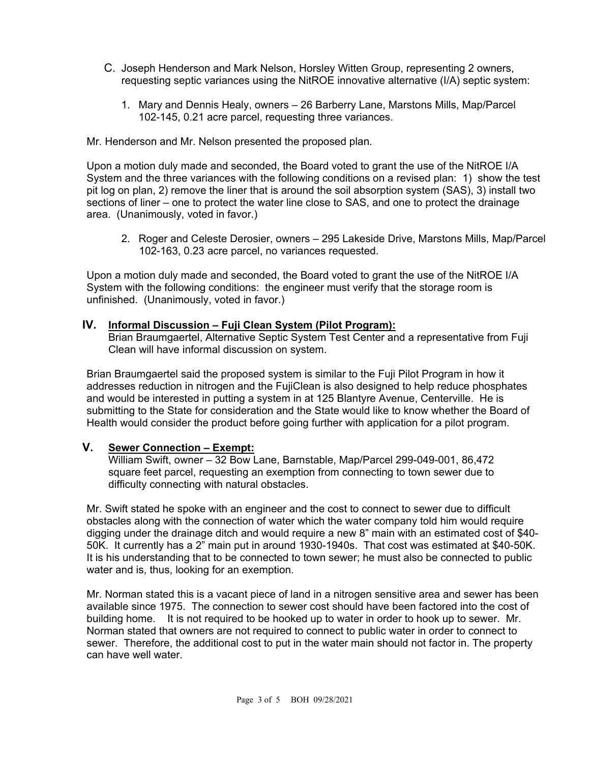C. Joseph Henderson and Mark Nelson, Horsley Witten Group, representing 2 owners, requesting septic variances using the NitROE innovative alternative (I/A) septic system:

1. Mary and Dennis Healy, owners – 26 Barberry Lane, Marstons Mills, Map/Parcel 102-145, 0.21 acre parcel, requesting three variances.

Mr. Henderson and Mr. Nelson presented the proposed plan.

Upon a motion duly made and seconded, the Board voted to grant the use of the NitROE I/A System and the three variances with the following conditions on a revised plan: 1) show the test pit log on plan, 2) remove the liner that is around the soil absorption system (SAS), 3) install two sections of liner – one to protect the water line close to SAS, and one to protect the drainage area. (Unanimously, voted in favor.)

2. Roger and Celeste Derosier, owners – 295 Lakeside Drive, Marstons Mills, Map/Parcel 102-163, 0.23 acre parcel, no variances requested.

Upon a motion duly made and seconded, the Board voted to grant the use of the NitROE I/A System with the following conditions: the engineer must verify that the storage room is unfinished. (Unanimously, voted in favor.)

## IV. Informal Discussion – Fuji Clean System (Pilot Program):

Brian Braumgaertel, Alternative Septic System Test Center and a representative from Fuji Clean will have informal discussion on system.

Brian Braumgaertel said the proposed system is similar to the Fuji Pilot Program in how it addresses reduction in nitrogen and the FujiClean is also designed to help reduce phosphates and would be interested in putting a system in at 125 Blantyre Avenue, Centerville. He is submitting to the State for consideration and the State would like to know whether the Board of Health would consider the product before going further with application for a pilot program.

## V. Sewer Connection – Exempt:

William Swift, owner – 32 Bow Lane, Barnstable, Map/Parcel 299-049-001, 86,472 square feet parcel, requesting an exemption from connecting to town sewer due to difficulty connecting with natural obstacles.

Mr. Swift stated he spoke with an engineer and the cost to connect to sewer due to difficult obstacles along with the connection of water which the water company told him would require digging under the drainage ditch and would require a new 8" main with an estimated cost of $40-50K. It currently has a 2" main put in around 1930-1940s. That cost was estimated at $40-50K. It is his understanding that to be connected to town sewer; he must also be connected to public water and is, thus, looking for an exemption.

Mr. Norman stated this is a vacant piece of land in a nitrogen sensitive area and sewer has been available since 1975. The connection to sewer cost should have been factored into the cost of building home. It is not required to be hooked up to water in order to hook up to sewer. Mr. Norman stated that owners are not required to connect to public water in order to connect to sewer. Therefore, the additional cost to put in the water main should not factor in. The property can have well water.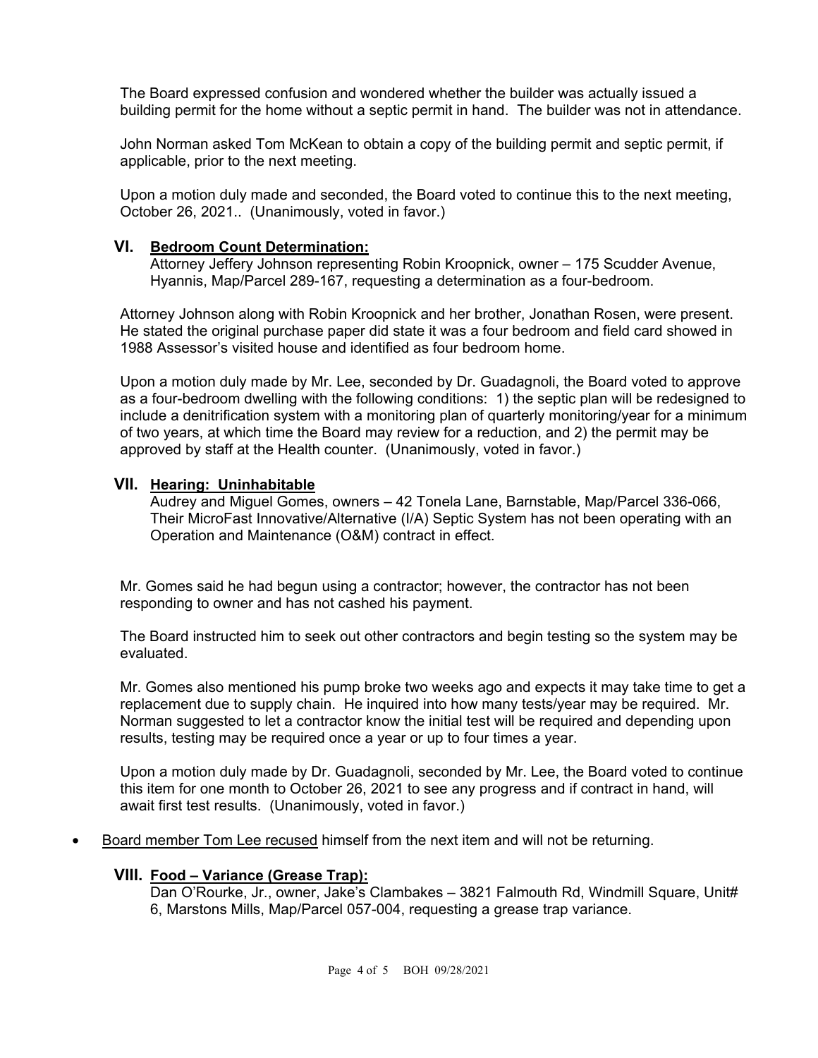The Board expressed confusion and wondered whether the builder was actually issued a building permit for the home without a septic permit in hand. The builder was not in attendance.

John Norman asked Tom McKean to obtain a copy of the building permit and septic permit, if applicable, prior to the next meeting.

Upon a motion duly made and seconded, the Board voted to continue this to the next meeting, October 26, 2021.. (Unanimously, voted in favor.)

## VI. <u>Bedroom Count Determination:</u>

Attorney Jeffery Johnson representing Robin Kroopnick, owner – 175 Scudder Avenue, Hyannis, Map/Parcel 289-167, requesting a determination as a four-bedroom.

Attorney Johnson along with Robin Kroopnick and her brother, Jonathan Rosen, were present. He stated the original purchase paper did state it was a four bedroom and field card showed in 1988 Assessor's visited house and identified as four bedroom home.

Upon a motion duly made by Mr. Lee, seconded by Dr. Guadagnoli, the Board voted to approve as a four-bedroom dwelling with the following conditions: 1) the septic plan will be redesigned to include a denitrification system with a monitoring plan of quarterly monitoring/year for a minimum of two years, at which time the Board may review for a reduction, and 2) the permit may be approved by staff at the Health counter. (Unanimously, voted in favor.)

## VII. <u>Hearing: Uninhabitable</u>

Audrey and Miguel Gomes, owners – 42 Tonela Lane, Barnstable, Map/Parcel 336-066, Their MicroFast Innovative/Alternative (I/A) Septic System has not been operating with an Operation and Maintenance (O&M) contract in effect.

Mr. Gomes said he had begun using a contractor; however, the contractor has not been responding to owner and has not cashed his payment.

The Board instructed him to seek out other contractors and begin testing so the system may be evaluated.

Mr. Gomes also mentioned his pump broke two weeks ago and expects it may take time to get a replacement due to supply chain. He inquired into how many tests/year may be required. Mr. Norman suggested to let a contractor know the initial test will be required and depending upon results, testing may be required once a year or up to four times a year.

Upon a motion duly made by Dr. Guadagnoli, seconded by Mr. Lee, the Board voted to continue this item for one month to October 26, 2021 to see any progress and if contract in hand, will await first test results. (Unanimously, voted in favor.)

- <u>Board member Tom Lee recused</u> himself from the next item and will not be returning.

## VIII. <u>Food – Variance (Grease Trap):</u>

Dan O'Rourke, Jr., owner, Jake's Clambakes – 3821 Falmouth Rd, Windmill Square, Unit# 6, Marstons Mills, Map/Parcel 057-004, requesting a grease trap variance.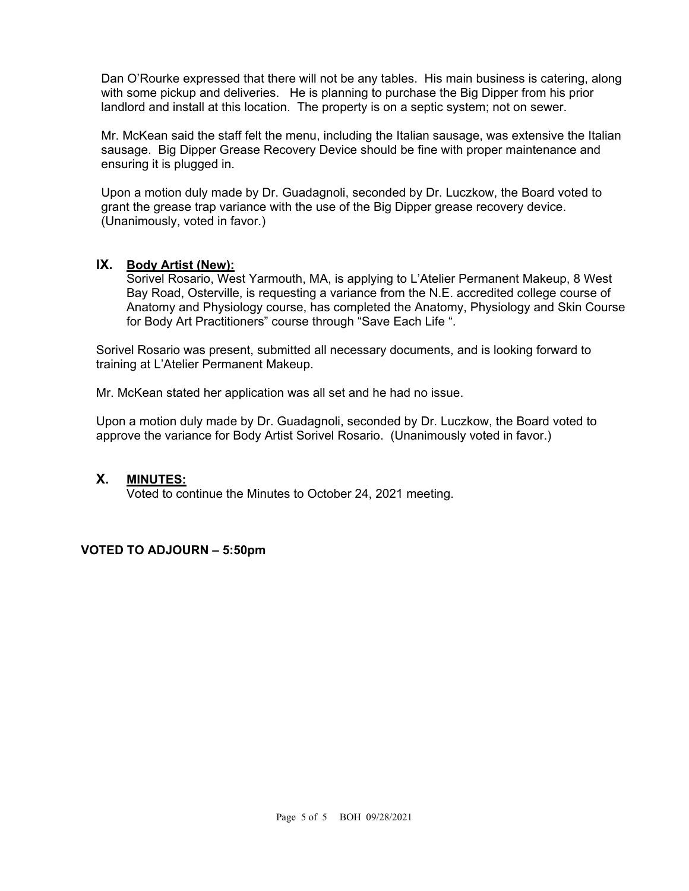Dan O'Rourke expressed that there will not be any tables. His main business is catering, along with some pickup and deliveries. He is planning to purchase the Big Dipper from his prior landlord and install at this location. The property is on a septic system; not on sewer.

Mr. McKean said the staff felt the menu, including the Italian sausage, was extensive the Italian sausage. Big Dipper Grease Recovery Device should be fine with proper maintenance and ensuring it is plugged in.

Upon a motion duly made by Dr. Guadagnoli, seconded by Dr. Luczkow, the Board voted to grant the grease trap variance with the use of the Big Dipper grease recovery device. (Unanimously, voted in favor.)

## IX. Body Artist (New):

Sorivel Rosario, West Yarmouth, MA, is applying to L'Atelier Permanent Makeup, 8 West Bay Road, Osterville, is requesting a variance from the N.E. accredited college course of Anatomy and Physiology course, has completed the Anatomy, Physiology and Skin Course for Body Art Practitioners" course through "Save Each Life ".

Sorivel Rosario was present, submitted all necessary documents, and is looking forward to training at L'Atelier Permanent Makeup.

Mr. McKean stated her application was all set and he had no issue.

Upon a motion duly made by Dr. Guadagnoli, seconded by Dr. Luczkow, the Board voted to approve the variance for Body Artist Sorivel Rosario. (Unanimously voted in favor.)

## X. MINUTES:

Voted to continue the Minutes to October 24, 2021 meeting.

**VOTED TO ADJOURN – 5:50pm**